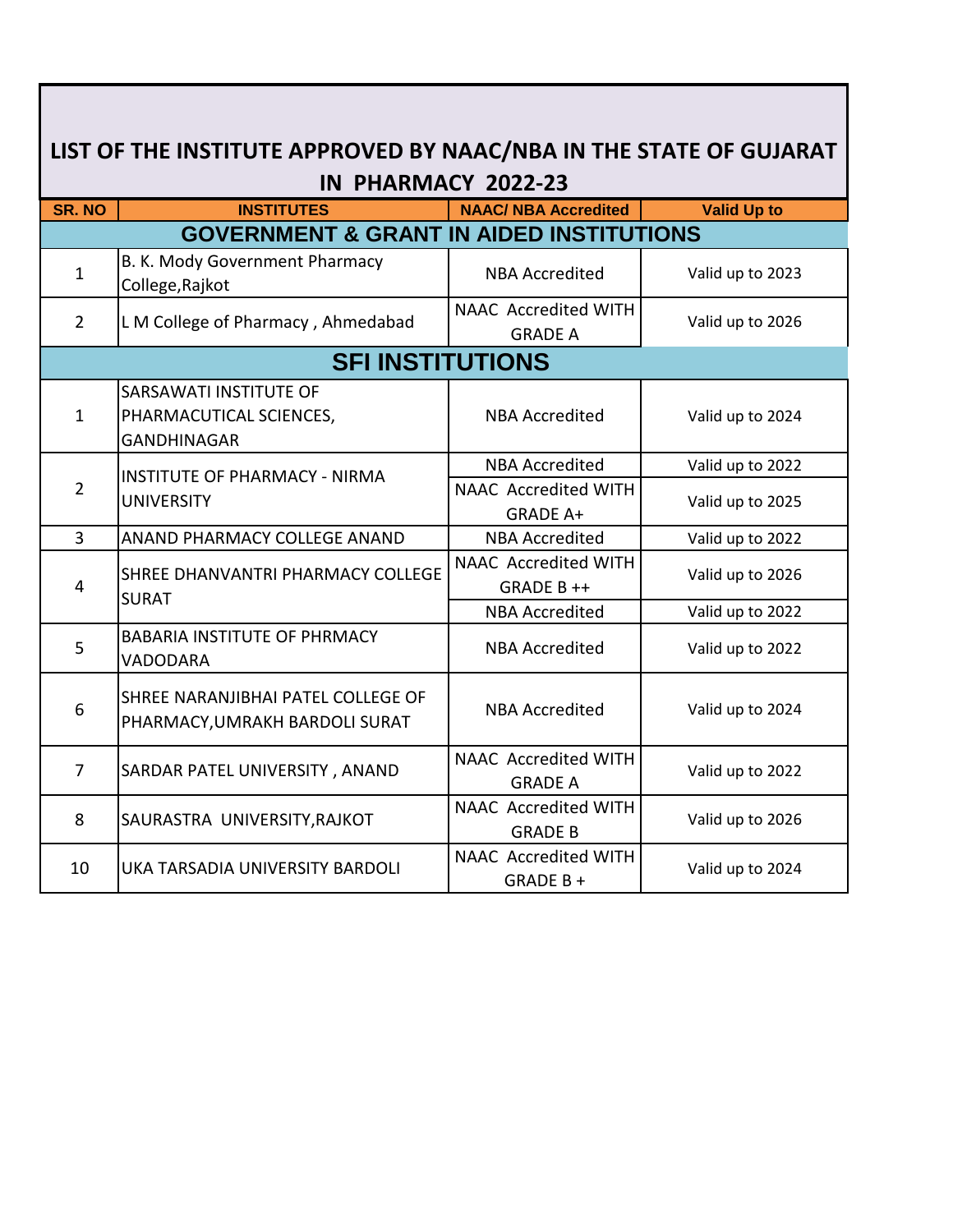# LIST OF THE INSTITUTE APPROVED BY NAAC/NBA IN THE STATE OF GUJARAT IN PHARMACY 2022-23

| SR. NO | INSTITUTES | NAAC/ NBA Accredited | Valid Up to |
|---|---|---|---|
| **GOVERNMENT & GRANT IN AIDED INSTITUTIONS** | | | |
| 1 | B. K. Mody Government Pharmacy College,Rajkot | NBA Accredited | Valid up to 2023 |
| 2 | L M College of Pharmacy , Ahmedabad | NAAC Accredited WITH GRADE A | Valid up to 2026 |
| **SFI INSTITUTIONS** | | | |
| 1 | SARSAWATI INSTITUTE OF PHARMACUTICAL SCIENCES, GANDHINAGAR | NBA Accredited | Valid up to 2024 |
| 2 | INSTITUTE OF PHARMACY - NIRMA UNIVERSITY | NBA Accredited | Valid up to 2022 |
| | | NAAC Accredited WITH GRADE A+ | Valid up to 2025 |
| 3 | ANAND PHARMACY COLLEGE ANAND | NBA Accredited | Valid up to 2022 |
| 4 | SHREE DHANVANTRI PHARMACY COLLEGE SURAT | NAAC Accredited WITH GRADE B ++ | Valid up to 2026 |
| | | NBA Accredited | Valid up to 2022 |
| 5 | BABARIA INSTITUTE OF PHRMACY VADODARA | NBA Accredited | Valid up to 2022 |
| 6 | SHREE NARANJIBHAI PATEL COLLEGE OF PHARMACY,UMRAKH BARDOLI SURAT | NBA Accredited | Valid up to 2024 |
| 7 | SARDAR PATEL UNIVERSITY , ANAND | NAAC Accredited WITH GRADE A | Valid up to 2022 |
| 8 | SAURASTRA UNIVERSITY,RAJKOT | NAAC Accredited WITH GRADE B | Valid up to 2026 |
| 10 | UKA TARSADIA UNIVERSITY BARDOLI | NAAC Accredited WITH GRADE B + | Valid up to 2024 |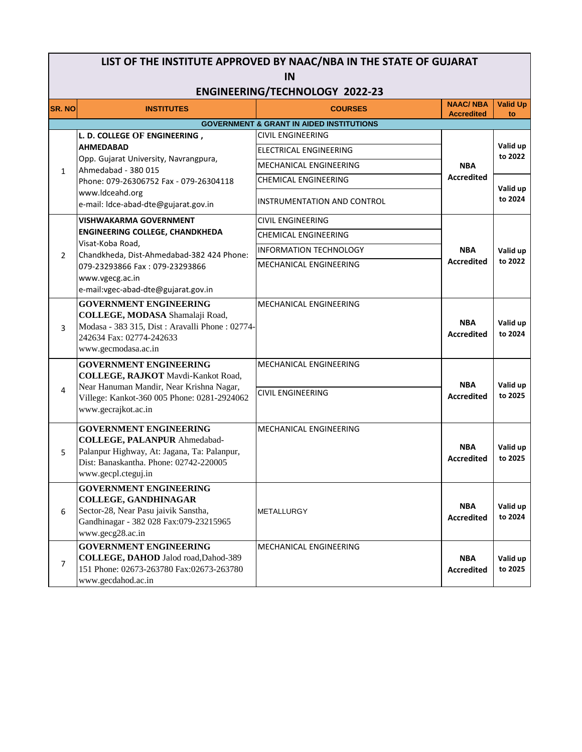# LIST OF THE INSTITUTE APPROVED BY NAAC/NBA IN THE STATE OF GUJARAT IN ENGINEERING/TECHNOLOGY 2022-23

| SR. NO | INSTITUTES | COURSES | NAAC/ NBA Accredited | Valid Up to |
|---|---|---|---|---|
| **GOVERNMENT & GRANT IN AIDED INSTITUTIONS** | | | | |
| 1 | **L. D. COLLEGE OF ENGINEERING , AHMEDABAD** Opp. Gujarat University, Navrangpura, Ahmedabad - 380 015 Phone: 079-26306752 Fax - 079-26304118 www.ldceahd.org e-mail: ldce-abad-dte@gujarat.gov.in | CIVIL ENGINEERING | NBA Accredited | Valid up to 2022 |
| | | ELECTRICAL ENGINEERING | | |
| | | MECHANICAL ENGINEERING | | |
| | | CHEMICAL ENGINEERING | | Valid up to 2024 |
| | | INSTRUMENTATION AND CONTROL | | |
| 2 | **VISHWAKARMA GOVERNMENT ENGINEERING COLLEGE, CHANDKHEDA** Visat-Koba Road, Chandkheda, Dist-Ahmedabad-382 424 Phone: 079-23293866 Fax : 079-23293866 www.vgecg.ac.in e-mail:vgec-abad-dte@gujarat.gov.in | CIVIL ENGINEERING | NBA Accredited | Valid up to 2022 |
| | | CHEMICAL ENGINEERING | | |
| | | INFORMATION TECHNOLOGY | | |
| | | MECHANICAL ENGINEERING | | |
| 3 | **GOVERNMENT ENGINEERING COLLEGE, MODASA** Shamalaji Road, Modasa - 383 315, Dist : Aravalli Phone : 02774-242634 Fax: 02774-242633 www.gecmodasa.ac.in | MECHANICAL ENGINEERING | NBA Accredited | Valid up to 2024 |
| 4 | **GOVERNMENT ENGINEERING COLLEGE, RAJKOT** Mavdi-Kankot Road, Near Hanuman Mandir, Near Krishna Nagar, Villege: Kankot-360 005 Phone: 0281-2924062 www.gecrajkot.ac.in | MECHANICAL ENGINEERING | NBA Accredited | Valid up to 2025 |
| | | CIVIL ENGINEERING | | |
| 5 | **GOVERNMENT ENGINEERING COLLEGE, PALANPUR** Ahmedabad-Palanpur Highway, At: Jagana, Ta: Palanpur, Dist: Banaskantha. Phone: 02742-220005 www.gecpl.cteguj.in | MECHANICAL ENGINEERING | NBA Accredited | Valid up to 2025 |
| 6 | **GOVERNMENT ENGINEERING COLLEGE, GANDHINAGAR** Sector-28, Near Pasu jaivik Sanstha, Gandhinagar - 382 028 Fax:079-23215965 www.gecg28.ac.in | METALLURGY | NBA Accredited | Valid up to 2024 |
| 7 | **GOVERNMENT ENGINEERING COLLEGE, DAHOD** Jalod road,Dahod-389 151 Phone: 02673-263780 Fax:02673-263780 www.gecdahod.ac.in | MECHANICAL ENGINEERING | NBA Accredited | Valid up to 2025 |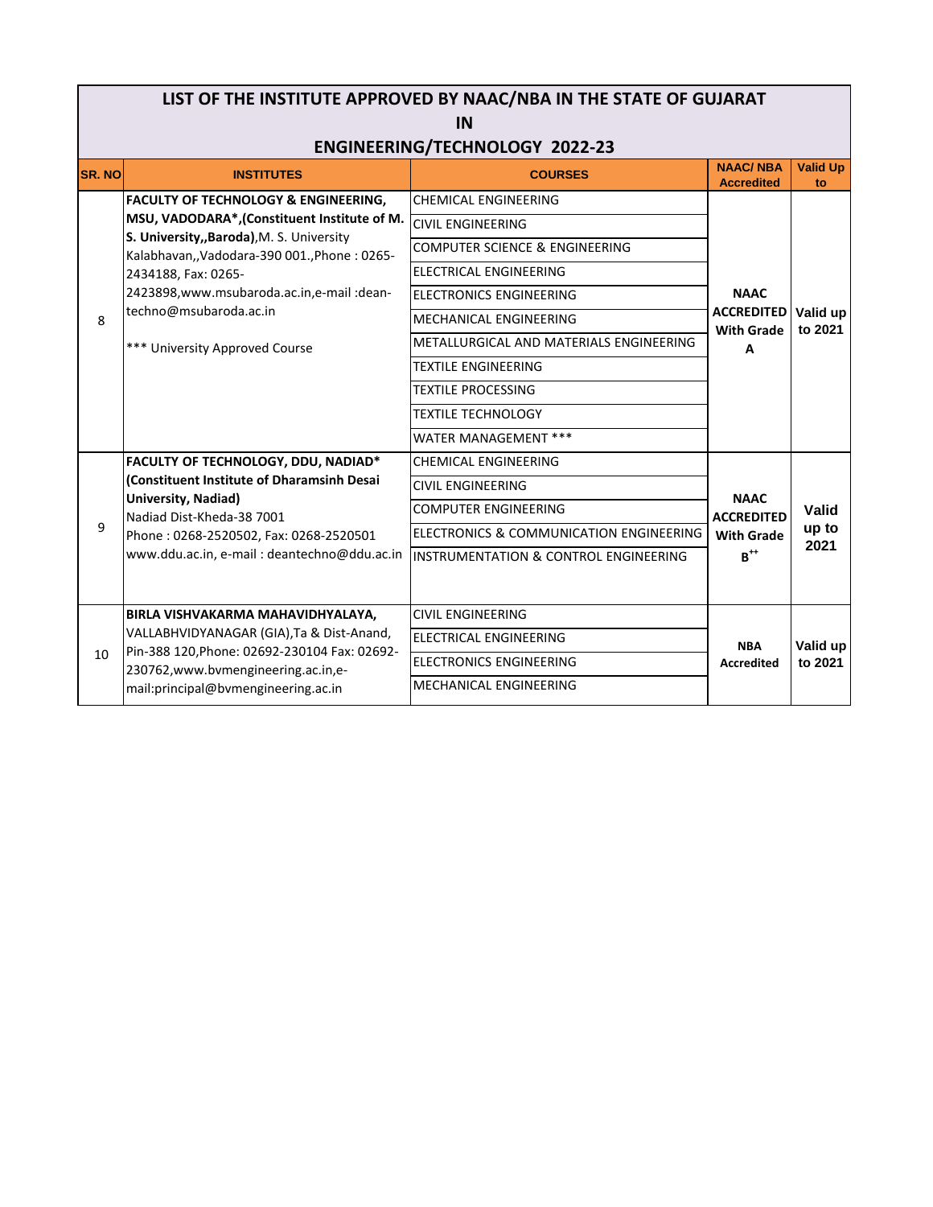# LIST OF THE INSTITUTE APPROVED BY NAAC/NBA IN THE STATE OF GUJARAT IN ENGINEERING/TECHNOLOGY 2022-23

| SR. NO | INSTITUTES | COURSES | NAAC/ NBA Accredited | Valid Up to |
|---|---|---|---|---|
| 8 | **FACULTY OF TECHNOLOGY & ENGINEERING, MSU, VADODARA*,(Constituent Institute of M. S. University,,Baroda)**,M. S. University Kalabhavan,,Vadodara-390 001.,Phone : 0265-2434188, Fax: 0265-2423898,www.msubaroda.ac.in,e-mail :dean-techno@msubaroda.ac.in<br><br>*** University Approved Course | CHEMICAL ENGINEERING | NAAC ACCREDITED With Grade A | Valid up to 2021 |
| | | CIVIL ENGINEERING | | |
| | | COMPUTER SCIENCE & ENGINEERING | | |
| | | ELECTRICAL ENGINEERING | | |
| | | ELECTRONICS ENGINEERING | | |
| | | MECHANICAL ENGINEERING | | |
| | | METALLURGICAL AND MATERIALS ENGINEERING | | |
| | | TEXTILE ENGINEERING | | |
| | | TEXTILE PROCESSING | | |
| | | TEXTILE TECHNOLOGY | | |
| | | WATER MANAGEMENT *** | | |
| 9 | **FACULTY OF TECHNOLOGY, DDU, NADIAD* (Constituent Institute of Dharamsinh Desai University, Nadiad)**<br>Nadiad Dist-Kheda-38 7001<br>Phone : 0268-2520502, Fax: 0268-2520501<br>www.ddu.ac.in, e-mail : deantechno@ddu.ac.in | CHEMICAL ENGINEERING | NAAC ACCREDITED With Grade B++ | Valid up to 2021 |
| | | CIVIL ENGINEERING | | |
| | | COMPUTER ENGINEERING | | |
| | | ELECTRONICS & COMMUNICATION ENGINEERING | | |
| | | INSTRUMENTATION & CONTROL ENGINEERING | | |
| 10 | **BIRLA VISHVAKARMA MAHAVIDHYALAYA,** VALLABHVIDYANAGAR (GIA),Ta & Dist-Anand, Pin-388 120,Phone: 02692-230104 Fax: 02692-230762,www.bvmengineering.ac.in,e-mail:principal@bvmengineering.ac.in | CIVIL ENGINEERING | NBA Accredited | Valid up to 2021 |
| | | ELECTRICAL ENGINEERING | | |
| | | ELECTRONICS ENGINEERING | | |
| | | MECHANICAL ENGINEERING | | |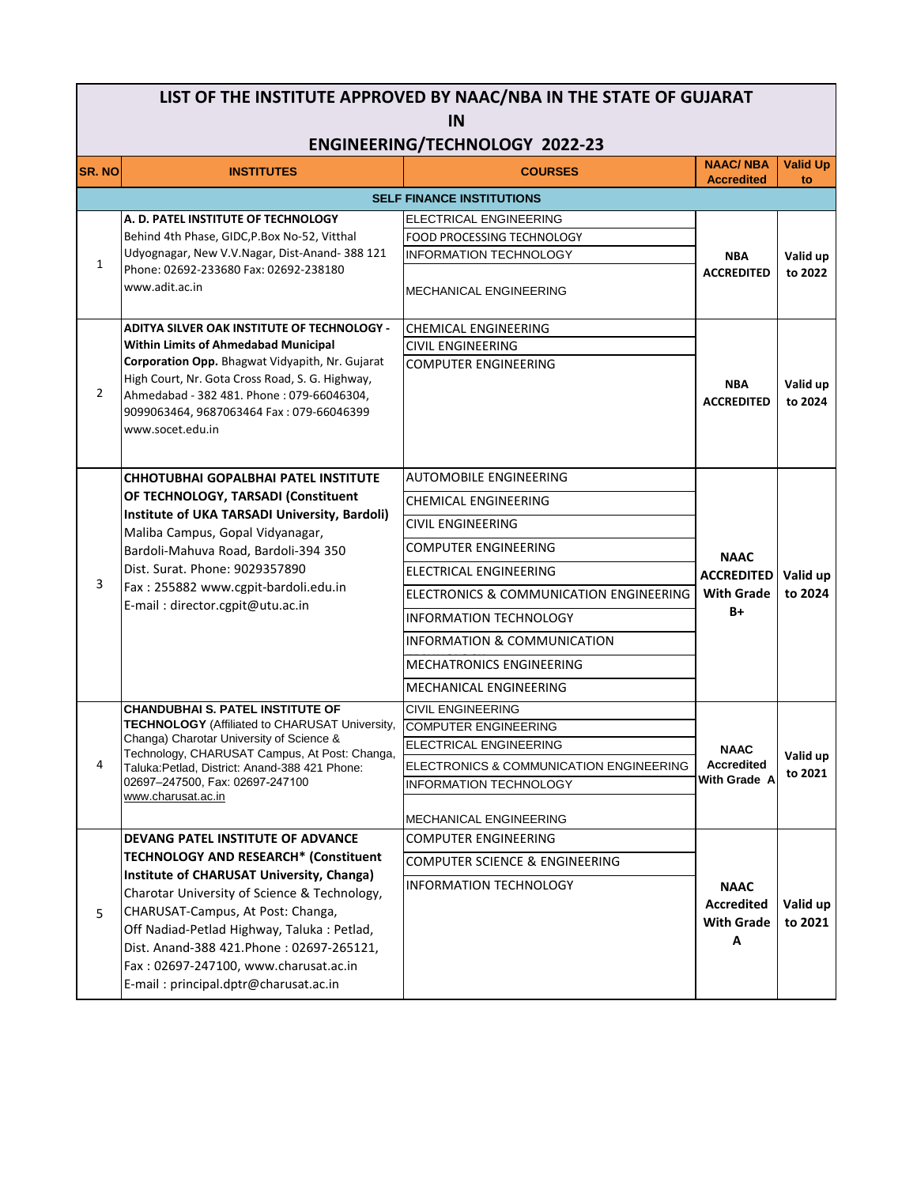# LIST OF THE INSTITUTE APPROVED BY NAAC/NBA IN THE STATE OF GUJARAT IN ENGINEERING/TECHNOLOGY 2022-23

| SR. NO | INSTITUTES | COURSES | NAAC/ NBA Accredited | Valid Up to |
|---|---|---|---|---|
| **SELF FINANCE INSTITUTIONS** | | | | |
| 1 | **A. D. PATEL INSTITUTE OF TECHNOLOGY** Behind 4th Phase, GIDC,P.Box No-52, Vitthal Udyognagar, New V.V.Nagar, Dist-Anand- 388 121 Phone: 02692-233680 Fax: 02692-238180 www.adit.ac.in | ELECTRICAL ENGINEERING<br>FOOD PROCESSING TECHNOLOGY<br>INFORMATION TECHNOLOGY<br>MECHANICAL ENGINEERING | NBA ACCREDITED | Valid up to 2022 |
| 2 | **ADITYA SILVER OAK INSTITUTE OF TECHNOLOGY - Within Limits of Ahmedabad Municipal Corporation Opp.** Bhagwat Vidyapith, Nr. Gujarat High Court, Nr. Gota Cross Road, S. G. Highway, Ahmedabad - 382 481. Phone : 079-66046304, 9099063464, 9687063464 Fax : 079-66046399 www.socet.edu.in | CHEMICAL ENGINEERING<br>CIVIL ENGINEERING<br>COMPUTER ENGINEERING | NBA ACCREDITED | Valid up to 2024 |
| 3 | **CHHOTUBHAI GOPALBHAI PATEL INSTITUTE OF TECHNOLOGY, TARSADI (Constituent Institute of UKA TARSADI University, Bardoli)** Maliba Campus, Gopal Vidyanagar, Bardoli-Mahuva Road, Bardoli-394 350 Dist. Surat. Phone: 9029357890 Fax : 255882 www.cgpit-bardoli.edu.in E-mail : director.cgpit@utu.ac.in | AUTOMOBILE ENGINEERING<br>CHEMICAL ENGINEERING<br>CIVIL ENGINEERING<br>COMPUTER ENGINEERING<br>ELECTRICAL ENGINEERING<br>ELECTRONICS & COMMUNICATION ENGINEERING<br>INFORMATION TECHNOLOGY<br>INFORMATION & COMMUNICATION<br>MECHATRONICS ENGINEERING<br>MECHANICAL ENGINEERING | NAAC ACCREDITED With Grade B+ | Valid up to 2024 |
| 4 | **CHANDUBHAI S. PATEL INSTITUTE OF TECHNOLOGY** (Affiliated to CHARUSAT University, Changa) Charotar University of Science & Technology, CHARUSAT Campus, At Post: Changa, Taluka:Petlad, District: Anand-388 421 Phone: 02697–247500, Fax: 02697-247100 www.charusat.ac.in | CIVIL ENGINEERING<br>COMPUTER ENGINEERING<br>ELECTRICAL ENGINEERING<br>ELECTRONICS & COMMUNICATION ENGINEERING<br>INFORMATION TECHNOLOGY<br>MECHANICAL ENGINEERING | NAAC Accredited With Grade A | Valid up to 2021 |
| 5 | **DEVANG PATEL INSTITUTE OF ADVANCE TECHNOLOGY AND RESEARCH* (Constituent Institute of CHARUSAT University, Changa)** Charotar University of Science & Technology, CHARUSAT-Campus, At Post: Changa, Off Nadiad-Petlad Highway, Taluka : Petlad, Dist. Anand-388 421.Phone : 02697-265121, Fax : 02697-247100, www.charusat.ac.in E-mail : principal.dptr@charusat.ac.in | COMPUTER ENGINEERING<br>COMPUTER SCIENCE & ENGINEERING<br>INFORMATION TECHNOLOGY | NAAC Accredited With Grade A | Valid up to 2021 |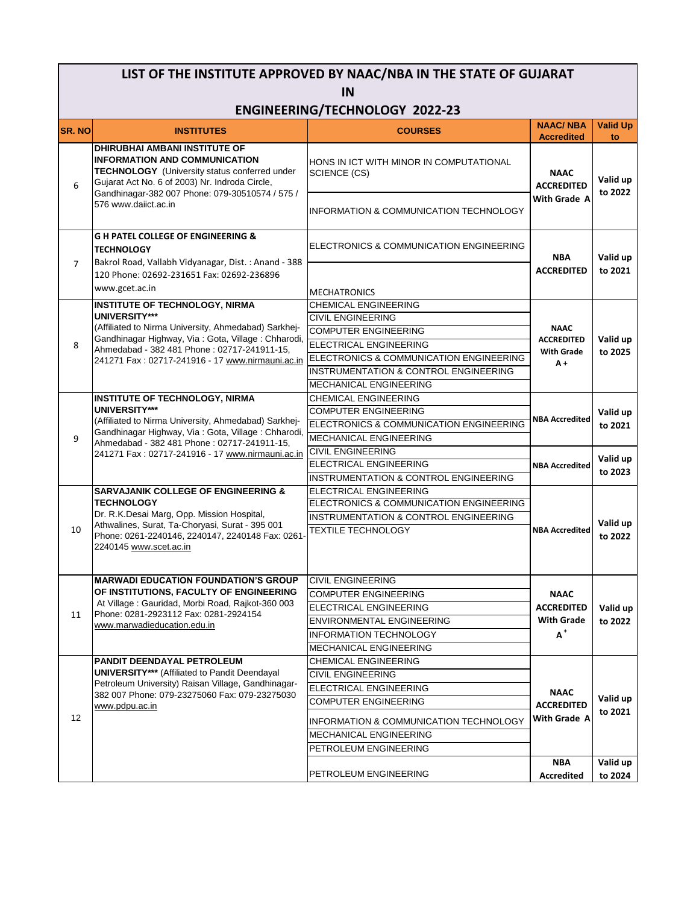# LIST OF THE INSTITUTE APPROVED BY NAAC/NBA IN THE STATE OF GUJARAT IN ENGINEERING/TECHNOLOGY 2022-23

| SR. NO | INSTITUTES | COURSES | NAAC/ NBA Accredited | Valid Up to |
|---|---|---|---|---|
| 6 | **DHIRUBHAI AMBANI INSTITUTE OF INFORMATION AND COMMUNICATION TECHNOLOGY** (University status conferred under Gujarat Act No. 6 of 2003) Nr. Indroda Circle, Gandhinagar-382 007 Phone: 079-30510574 / 575 / 576 www.daiict.ac.in | HONS IN ICT WITH MINOR IN COMPUTATIONAL SCIENCE (CS) | NAAC ACCREDITED With Grade A | Valid up to 2022 |
| | | INFORMATION & COMMUNICATION TECHNOLOGY | | |
| 7 | **G H PATEL COLLEGE OF ENGINEERING & TECHNOLOGY** Bakrol Road, Vallabh Vidyanagar, Dist. : Anand - 388 120 Phone: 02692-231651 Fax: 02692-236896 www.gcet.ac.in | ELECTRONICS & COMMUNICATION ENGINEERING | NBA ACCREDITED | Valid up to 2021 |
| | | MECHATRONICS | | |
| 8 | **INSTITUTE OF TECHNOLOGY, NIRMA UNIVERSITY*** ** (Affiliated to Nirma University, Ahmedabad) Sarkhej-Gandhinagar Highway, Via : Gota, Village : Chharodi, Ahmedabad - 382 481 Phone : 02717-241911-15, 241271 Fax : 02717-241916 - 17 www.nirmauni.ac.in | CHEMICAL ENGINEERING | NAAC ACCREDITED With Grade A + | Valid up to 2025 |
| | | CIVIL ENGINEERING | | |
| | | COMPUTER ENGINEERING | | |
| | | ELECTRICAL ENGINEERING | | |
| | | ELECTRONICS & COMMUNICATION ENGINEERING | | |
| | | INSTRUMENTATION & CONTROL ENGINEERING | | |
| | | MECHANICAL ENGINEERING | | |
| 9 | **INSTITUTE OF TECHNOLOGY, NIRMA UNIVERSITY*** ** (Affiliated to Nirma University, Ahmedabad) Sarkhej-Gandhinagar Highway, Via : Gota, Village : Chharodi, Ahmedabad - 382 481 Phone : 02717-241911-15, 241271 Fax : 02717-241916 - 17 www.nirmauni.ac.in | CHEMICAL ENGINEERING | NBA Accredited | Valid up to 2021 |
| | | COMPUTER ENGINEERING | | |
| | | ELECTRONICS & COMMUNICATION ENGINEERING | | |
| | | MECHANICAL ENGINEERING | | |
| | | CIVIL ENGINEERING | NBA Accredited | Valid up to 2023 |
| | | ELECTRICAL ENGINEERING | | |
| | | INSTRUMENTATION & CONTROL ENGINEERING | | |
| 10 | **SARVAJANIK COLLEGE OF ENGINEERING & TECHNOLOGY** Dr. R.K.Desai Marg, Opp. Mission Hospital, Athwalines, Surat, Ta-Choryasi, Surat - 395 001 Phone: 0261-2240146, 2240147, 2240148 Fax: 0261-2240145 www.scet.ac.in | ELECTRICAL ENGINEERING | NBA Accredited | Valid up to 2022 |
| | | ELECTRONICS & COMMUNICATION ENGINEERING | | |
| | | INSTRUMENTATION & CONTROL ENGINEERING | | |
| | | TEXTILE TECHNOLOGY | | |
| 11 | **MARWADI EDUCATION FOUNDATION'S GROUP OF INSTITUTIONS, FACULTY OF ENGINEERING** At Village : Gauridad, Morbi Road, Rajkot-360 003 Phone: 0281-2923112 Fax: 0281-2924154 www.marwadieducation.edu.in | CIVIL ENGINEERING | NAAC ACCREDITED With Grade A+ | Valid up to 2022 |
| | | COMPUTER ENGINEERING | | |
| | | ELECTRICAL ENGINEERING | | |
| | | ENVIRONMENTAL ENGINEERING | | |
| | | INFORMATION TECHNOLOGY | | |
| | | MECHANICAL ENGINEERING | | |
| 12 | **PANDIT DEENDAYAL PETROLEUM UNIVERSITY*** ** (Affiliated to Pandit Deendayal Petroleum University) Raisan Village, Gandhinagar-382 007 Phone: 079-23275060 Fax: 079-23275030 www.pdpu.ac.in | CHEMICAL ENGINEERING | NAAC ACCREDITED With Grade A | Valid up to 2021 |
| | | CIVIL ENGINEERING | | |
| | | ELECTRICAL ENGINEERING | | |
| | | COMPUTER ENGINEERING | | |
| | | INFORMATION & COMMUNICATION TECHNOLOGY | | |
| | | MECHANICAL ENGINEERING | | |
| | | PETROLEUM ENGINEERING | | |
| | | PETROLEUM ENGINEERING | NBA Accredited | Valid up to 2024 |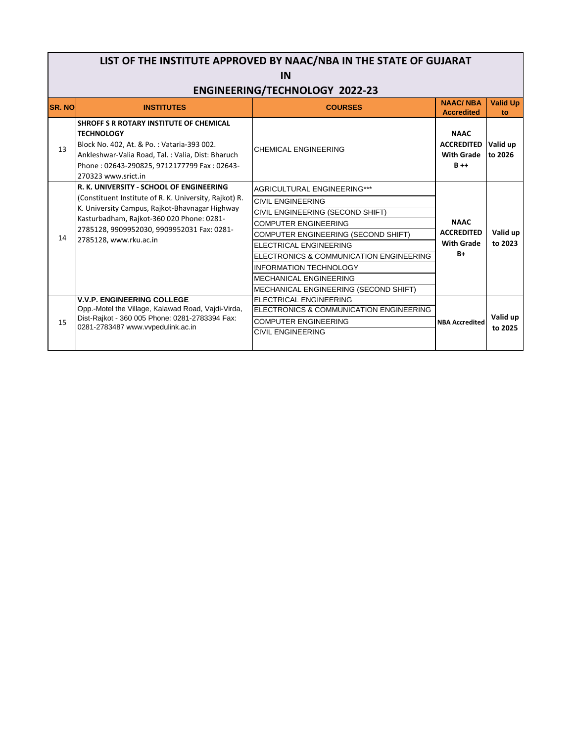# LIST OF THE INSTITUTE APPROVED BY NAAC/NBA IN THE STATE OF GUJARAT IN ENGINEERING/TECHNOLOGY 2022-23

| SR. NO | INSTITUTES | COURSES | NAAC/ NBA Accredited | Valid Up to |
|---|---|---|---|---|
| 13 | **SHROFF S R ROTARY INSTITUTE OF CHEMICAL TECHNOLOGY** Block No. 402, At. & Po. : Vataria-393 002. Ankleshwar-Valia Road, Tal. : Valia, Dist: Bharuch Phone : 02643-290825, 9712177799 Fax : 02643-270323 www.srict.in | CHEMICAL ENGINEERING | NAAC ACCREDITED With Grade B ++ | Valid up to 2026 |
| 14 | **R. K. UNIVERSITY - SCHOOL OF ENGINEERING** (Constituent Institute of R. K. University, Rajkot) R. K. University Campus, Rajkot-Bhavnagar Highway Kasturbadham, Rajkot-360 020 Phone: 0281-2785128, 9909952030, 9909952031 Fax: 0281-2785128, www.rku.ac.in | AGRICULTURAL ENGINEERING*** | NAAC ACCREDITED With Grade B+ | Valid up to 2023 |
| | | CIVIL ENGINEERING | | |
| | | CIVIL ENGINEERING (SECOND SHIFT) | | |
| | | COMPUTER ENGINEERING | | |
| | | COMPUTER ENGINEERING (SECOND SHIFT) | | |
| | | ELECTRICAL ENGINEERING | | |
| | | ELECTRONICS & COMMUNICATION ENGINEERING | | |
| | | INFORMATION TECHNOLOGY | | |
| | | MECHANICAL ENGINEERING | | |
| | | MECHANICAL ENGINEERING (SECOND SHIFT) | | |
| 15 | **V.V.P. ENGINEERING COLLEGE** Opp.-Motel the Village, Kalawad Road, Vajdi-Virda, Dist-Rajkot - 360 005 Phone: 0281-2783394 Fax: 0281-2783487 www.vvpedulink.ac.in | ELECTRICAL ENGINEERING | NBA Accredited | Valid up to 2025 |
| | | ELECTRONICS & COMMUNICATION ENGINEERING | | |
| | | COMPUTER ENGINEERING | | |
| | | CIVIL ENGINEERING | | |